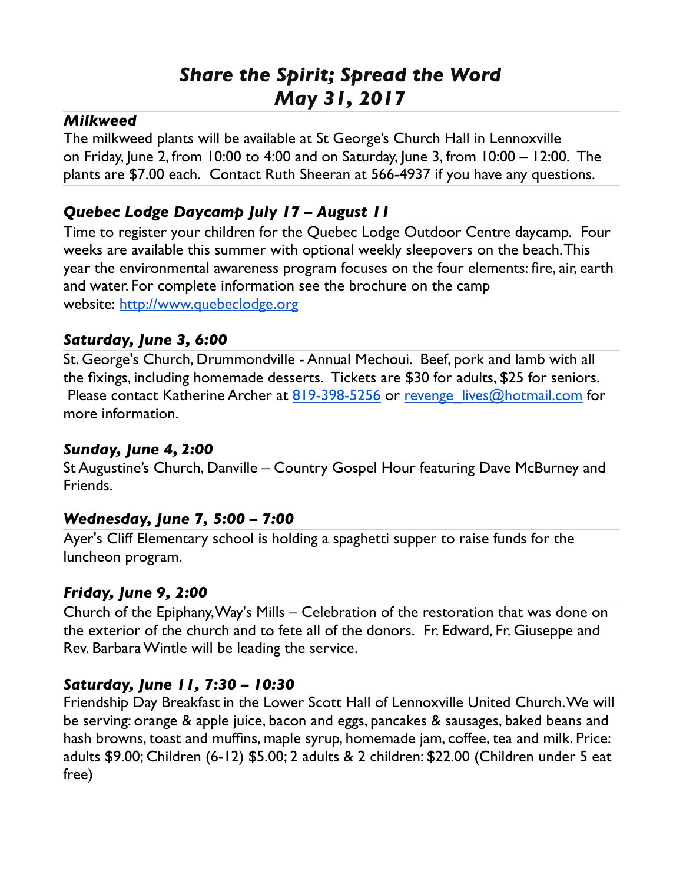# *Share the Spirit; Spread the Word*
# *May 31, 2017*

### *Milkweed*

The milkweed plants will be available at St George's Church Hall in Lennoxville on Friday, June 2, from 10:00 to 4:00 and on Saturday, June 3, from 10:00 – 12:00. The plants are $7.00 each. Contact Ruth Sheeran at 566-4937 if you have any questions.

### *Quebec Lodge Daycamp July 17 – August 11*

Time to register your children for the Quebec Lodge Outdoor Centre daycamp. Four weeks are available this summer with optional weekly sleepovers on the beach. This year the environmental awareness program focuses on the four elements: fire, air, earth and water. For complete information see the brochure on the camp website: [http://www.quebeclodge.org](http://www.quebeclodge.org)

### *Saturday, June 3, 6:00*

St. George's Church, Drummondville - Annual Mechoui. Beef, pork and lamb with all the fixings, including homemade desserts. Tickets are $30 for adults, $25 for seniors. Please contact Katherine Archer at 819-398-5256 or revenge_lives@hotmail.com for more information.

### *Sunday, June 4, 2:00*

St Augustine's Church, Danville – Country Gospel Hour featuring Dave McBurney and Friends.

### *Wednesday, June 7, 5:00 – 7:00*

Ayer's Cliff Elementary school is holding a spaghetti supper to raise funds for the luncheon program.

### *Friday, June 9, 2:00*

Church of the Epiphany, Way's Mills – Celebration of the restoration that was done on the exterior of the church and to fete all of the donors. Fr. Edward, Fr. Giuseppe and Rev. Barbara Wintle will be leading the service.

### *Saturday, June 11, 7:30 – 10:30*

Friendship Day Breakfast in the Lower Scott Hall of Lennoxville United Church. We will be serving: orange & apple juice, bacon and eggs, pancakes & sausages, baked beans and hash browns, toast and muffins, maple syrup, homemade jam, coffee, tea and milk. Price: adults $9.00; Children (6-12) $5.00; 2 adults & 2 children: $22.00 (Children under 5 eat free)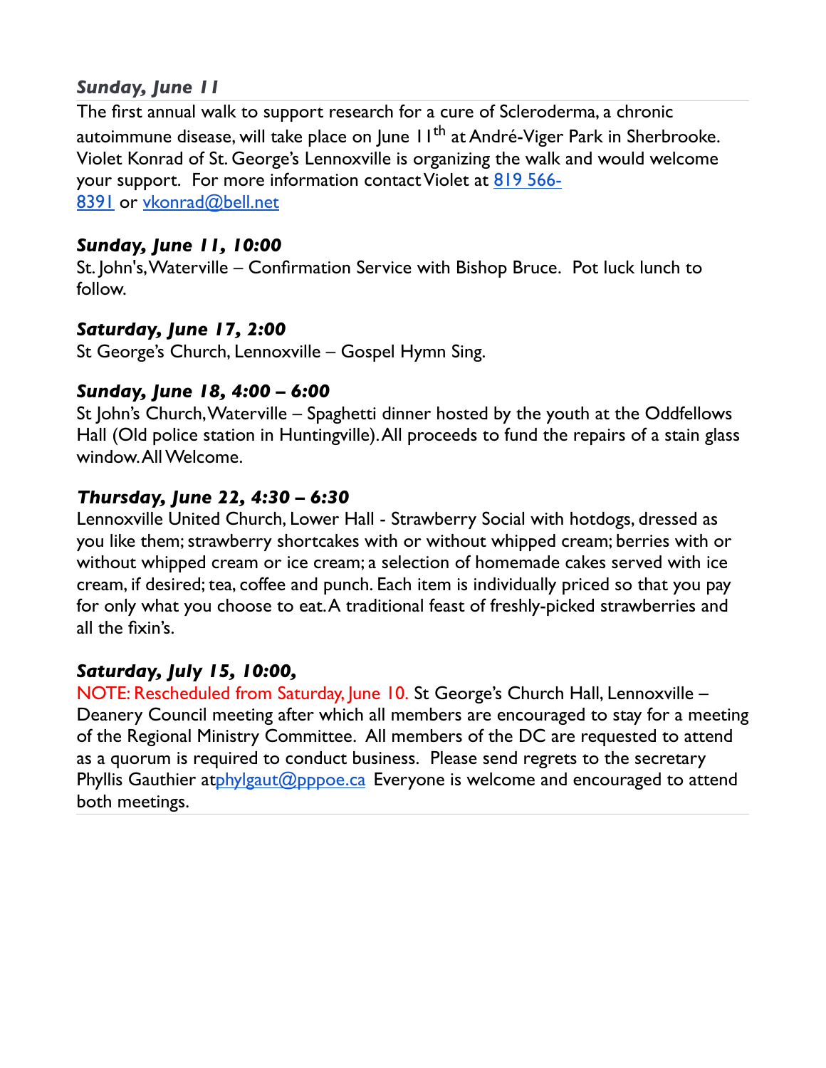### *Sunday, June 11*

The first annual walk to support research for a cure of Scleroderma, a chronic autoimmune disease, will take place on June 11th at André-Viger Park in Sherbrooke. Violet Konrad of St. George's Lennoxville is organizing the walk and would welcome your support. For more information contact Violet at 819 566-8391 or vkonrad@bell.net

### *Sunday, June 11, 10:00*

St. John's, Waterville – Confirmation Service with Bishop Bruce. Pot luck lunch to follow.

### *Saturday, June 17, 2:00*

St George's Church, Lennoxville – Gospel Hymn Sing.

### *Sunday, June 18, 4:00 – 6:00*

St John's Church, Waterville – Spaghetti dinner hosted by the youth at the Oddfellows Hall (Old police station in Huntingville). All proceeds to fund the repairs of a stain glass window. All Welcome.

### *Thursday, June 22, 4:30 – 6:30*

Lennoxville United Church, Lower Hall - Strawberry Social with hotdogs, dressed as you like them; strawberry shortcakes with or without whipped cream; berries with or without whipped cream or ice cream; a selection of homemade cakes served with ice cream, if desired; tea, coffee and punch. Each item is individually priced so that you pay for only what you choose to eat. A traditional feast of freshly-picked strawberries and all the fixin's.

### *Saturday, July 15, 10:00,*

NOTE: Rescheduled from Saturday, June 10. St George's Church Hall, Lennoxville – Deanery Council meeting after which all members are encouraged to stay for a meeting of the Regional Ministry Committee. All members of the DC are requested to attend as a quorum is required to conduct business. Please send regrets to the secretary Phyllis Gauthier atphylgaut@pppoe.ca Everyone is welcome and encouraged to attend both meetings.